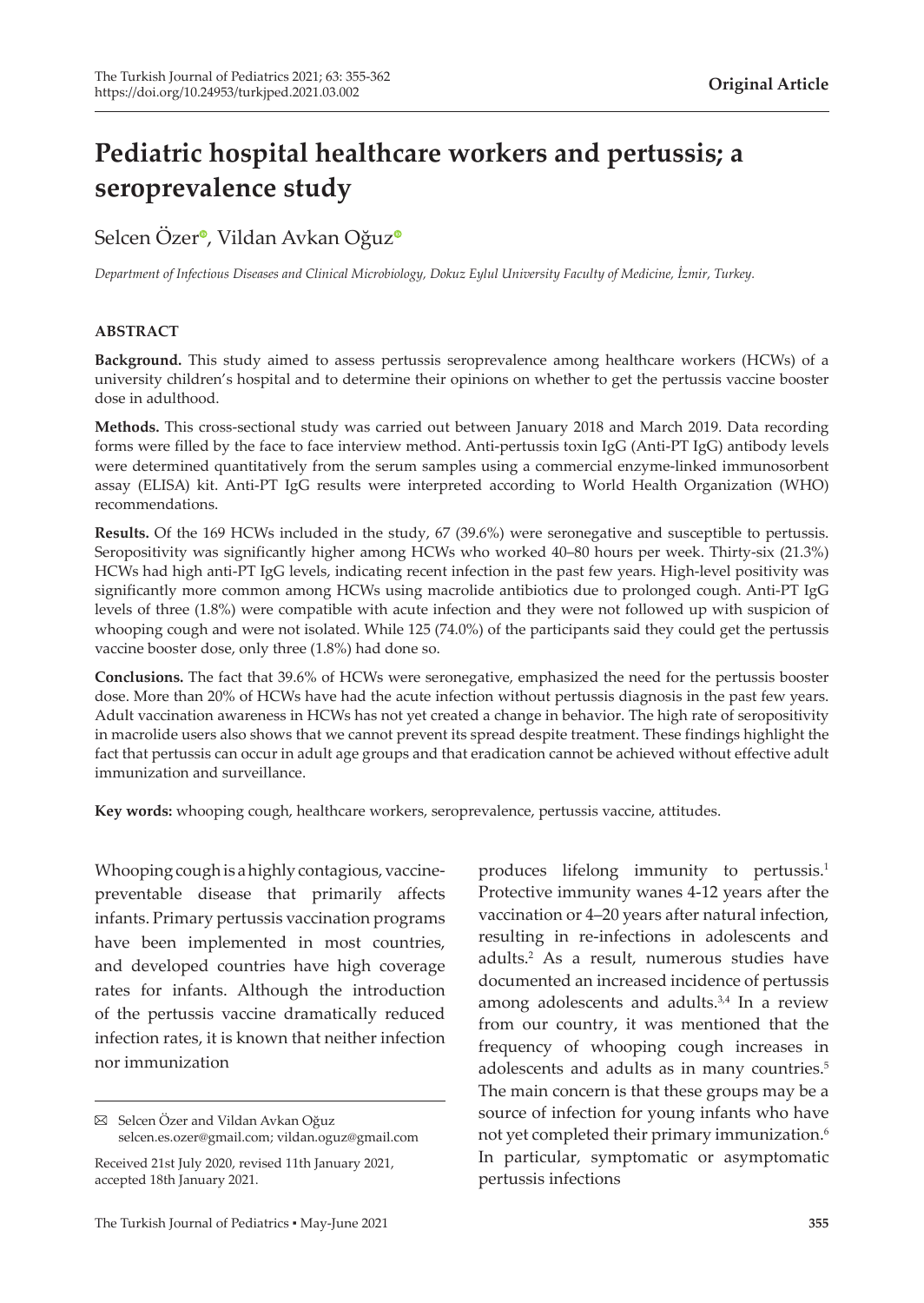**Original Article**

# Pediatric hospital healthcare workers and pertussis; a seroprevalence study

Selcen Özer, Vildan Avkan Oğuz

*Department of Infectious Diseases and Clinical Microbiology, Dokuz Eylul University Faculty of Medicine, İzmir, Turkey.*

## ABSTRACT

**Background.** This study aimed to assess pertussis seroprevalence among healthcare workers (HCWs) of a university children's hospital and to determine their opinions on whether to get the pertussis vaccine booster dose in adulthood.

**Methods.** This cross-sectional study was carried out between January 2018 and March 2019. Data recording forms were filled by the face to face interview method. Anti-pertussis toxin IgG (Anti-PT IgG) antibody levels were determined quantitatively from the serum samples using a commercial enzyme-linked immunosorbent assay (ELISA) kit. Anti-PT IgG results were interpreted according to World Health Organization (WHO) recommendations.

**Results.** Of the 169 HCWs included in the study, 67 (39.6%) were seronegative and susceptible to pertussis. Seropositivity was significantly higher among HCWs who worked 40–80 hours per week. Thirty-six (21.3%) HCWs had high anti-PT IgG levels, indicating recent infection in the past few years. High-level positivity was significantly more common among HCWs using macrolide antibiotics due to prolonged cough. Anti-PT IgG levels of three (1.8%) were compatible with acute infection and they were not followed up with suspicion of whooping cough and were not isolated. While 125 (74.0%) of the participants said they could get the pertussis vaccine booster dose, only three (1.8%) had done so.

**Conclusions.** The fact that 39.6% of HCWs were seronegative, emphasized the need for the pertussis booster dose. More than 20% of HCWs have had the acute infection without pertussis diagnosis in the past few years. Adult vaccination awareness in HCWs has not yet created a change in behavior. The high rate of seropositivity in macrolide users also shows that we cannot prevent its spread despite treatment. These findings highlight the fact that pertussis can occur in adult age groups and that eradication cannot be achieved without effective adult immunization and surveillance.

**Key words:** whooping cough, healthcare workers, seroprevalence, pertussis vaccine, attitudes.

Whooping cough is a highly contagious, vaccine-preventable disease that primarily affects infants. Primary pertussis vaccination programs have been implemented in most countries, and developed countries have high coverage rates for infants. Although the introduction of the pertussis vaccine dramatically reduced infection rates, it is known that neither infection nor immunization produces lifelong immunity to pertussis.[1] Protective immunity wanes 4-12 years after the vaccination or 4–20 years after natural infection, resulting in re-infections in adolescents and adults.[2] As a result, numerous studies have documented an increased incidence of pertussis among adolescents and adults.[3,4] In a review from our country, it was mentioned that the frequency of whooping cough increases in adolescents and adults as in many countries.[5] The main concern is that these groups may be a source of infection for young infants who have not yet completed their primary immunization.[6] In particular, symptomatic or asymptomatic pertussis infections

---

✉ Selcen Özer and Vildan Avkan Oğuz
selcen.es.ozer@gmail.com; vildan.oguz@gmail.com

Received 21st July 2020, revised 11th January 2021, accepted 18th January 2021.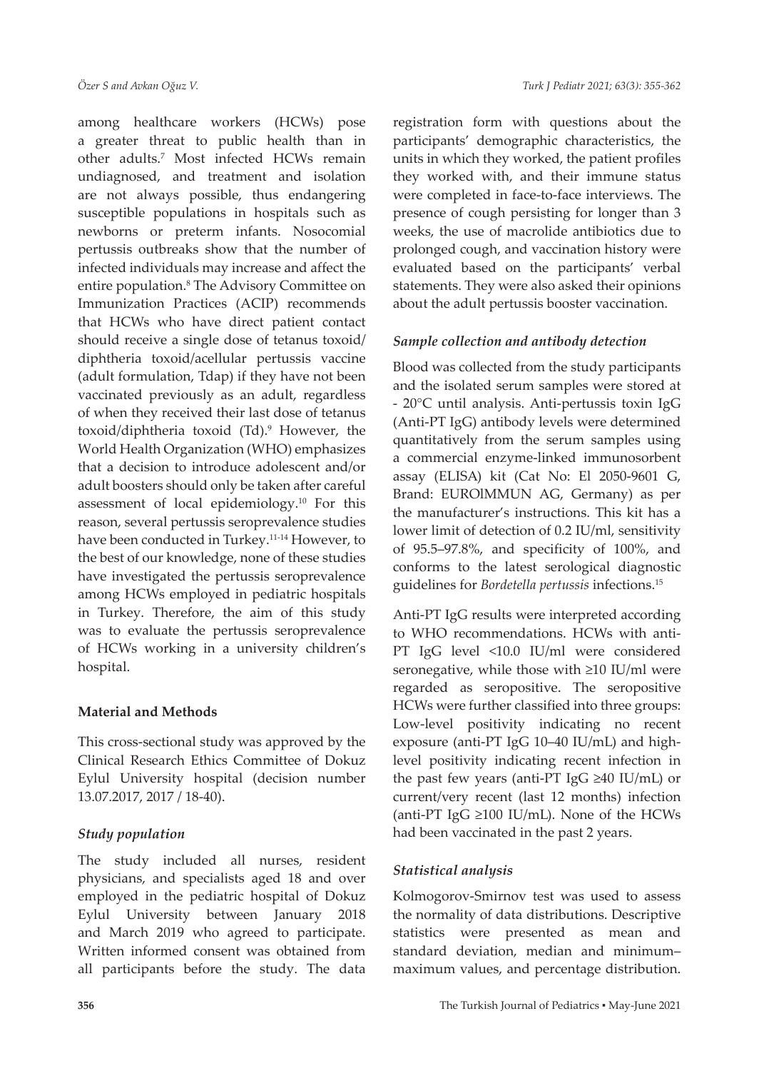among healthcare workers (HCWs) pose a greater threat to public health than in other adults.[7] Most infected HCWs remain undiagnosed, and treatment and isolation are not always possible, thus endangering susceptible populations in hospitals such as newborns or preterm infants. Nosocomial pertussis outbreaks show that the number of infected individuals may increase and affect the entire population.[8] The Advisory Committee on Immunization Practices (ACIP) recommends that HCWs who have direct patient contact should receive a single dose of tetanus toxoid/diphtheria toxoid/acellular pertussis vaccine (adult formulation, Tdap) if they have not been vaccinated previously as an adult, regardless of when they received their last dose of tetanus toxoid/diphtheria toxoid (Td).[9] However, the World Health Organization (WHO) emphasizes that a decision to introduce adolescent and/or adult boosters should only be taken after careful assessment of local epidemiology.[10] For this reason, several pertussis seroprevalence studies have been conducted in Turkey.[11-14] However, to the best of our knowledge, none of these studies have investigated the pertussis seroprevalence among HCWs employed in pediatric hospitals in Turkey. Therefore, the aim of this study was to evaluate the pertussis seroprevalence of HCWs working in a university children's hospital.

## Material and Methods

This cross-sectional study was approved by the Clinical Research Ethics Committee of Dokuz Eylul University hospital (decision number 13.07.2017, 2017 / 18-40).

### *Study population*

The study included all nurses, resident physicians, and specialists aged 18 and over employed in the pediatric hospital of Dokuz Eylul University between January 2018 and March 2019 who agreed to participate. Written informed consent was obtained from all participants before the study. The data registration form with questions about the participants' demographic characteristics, the units in which they worked, the patient profiles they worked with, and their immune status were completed in face-to-face interviews. The presence of cough persisting for longer than 3 weeks, the use of macrolide antibiotics due to prolonged cough, and vaccination history were evaluated based on the participants' verbal statements. They were also asked their opinions about the adult pertussis booster vaccination.

### *Sample collection and antibody detection*

Blood was collected from the study participants and the isolated serum samples were stored at - 20°C until analysis. Anti-pertussis toxin IgG (Anti-PT IgG) antibody levels were determined quantitatively from the serum samples using a commercial enzyme-linked immunosorbent assay (ELISA) kit (Cat No: El 2050-9601 G, Brand: EUROIMMUN AG, Germany) as per the manufacturer's instructions. This kit has a lower limit of detection of 0.2 IU/ml, sensitivity of 95.5–97.8%, and specificity of 100%, and conforms to the latest serological diagnostic guidelines for *Bordetella pertussis* infections.[15]

Anti-PT IgG results were interpreted according to WHO recommendations. HCWs with anti-PT IgG level <10.0 IU/ml were considered seronegative, while those with ≥10 IU/ml were regarded as seropositive. The seropositive HCWs were further classified into three groups: Low-level positivity indicating no recent exposure (anti-PT IgG 10–40 IU/mL) and high-level positivity indicating recent infection in the past few years (anti-PT IgG ≥40 IU/mL) or current/very recent (last 12 months) infection (anti-PT IgG ≥100 IU/mL). None of the HCWs had been vaccinated in the past 2 years.

### *Statistical analysis*

Kolmogorov-Smirnov test was used to assess the normality of data distributions. Descriptive statistics were presented as mean and standard deviation, median and minimum–maximum values, and percentage distribution.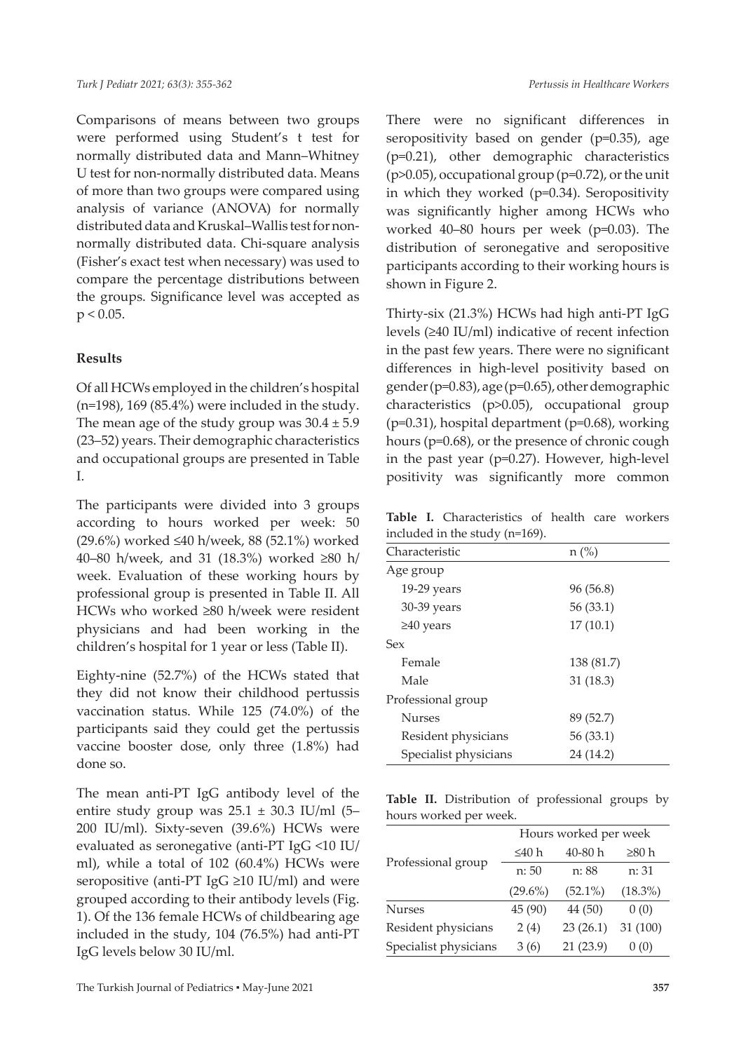Comparisons of means between two groups were performed using Student's t test for normally distributed data and Mann–Whitney U test for non-normally distributed data. Means of more than two groups were compared using analysis of variance (ANOVA) for normally distributed data and Kruskal–Wallis test for non-normally distributed data. Chi-square analysis (Fisher's exact test when necessary) was used to compare the percentage distributions between the groups. Significance level was accepted as $p < 0.05$.

## Results

Of all HCWs employed in the children's hospital (n=198), 169 (85.4%) were included in the study. The mean age of the study group was $30.4 \pm 5.9$ (23–52) years. Their demographic characteristics and occupational groups are presented in Table I.

The participants were divided into 3 groups according to hours worked per week: 50 (29.6%) worked ≤40 h/week, 88 (52.1%) worked 40–80 h/week, and 31 (18.3%) worked ≥80 h/week. Evaluation of these working hours by professional group is presented in Table II. All HCWs who worked ≥80 h/week were resident physicians and had been working in the children's hospital for 1 year or less (Table II).

Eighty-nine (52.7%) of the HCWs stated that they did not know their childhood pertussis vaccination status. While 125 (74.0%) of the participants said they could get the pertussis vaccine booster dose, only three (1.8%) had done so.

The mean anti-PT IgG antibody level of the entire study group was $25.1 \pm 30.3$ IU/ml (5–200 IU/ml). Sixty-seven (39.6%) HCWs were evaluated as seronegative (anti-PT IgG <10 IU/ml), while a total of 102 (60.4%) HCWs were seropositive (anti-PT IgG ≥10 IU/ml) and were grouped according to their antibody levels (Fig. 1). Of the 136 female HCWs of childbearing age included in the study, 104 (76.5%) had anti-PT IgG levels below 30 IU/ml.

There were no significant differences in seropositivity based on gender (p=0.35), age (p=0.21), other demographic characteristics (p>0.05), occupational group (p=0.72), or the unit in which they worked (p=0.34). Seropositivity was significantly higher among HCWs who worked 40–80 hours per week (p=0.03). The distribution of seronegative and seropositive participants according to their working hours is shown in Figure 2.

Thirty-six (21.3%) HCWs had high anti-PT IgG levels (≥40 IU/ml) indicative of recent infection in the past few years. There were no significant differences in high-level positivity based on gender (p=0.83), age (p=0.65), other demographic characteristics (p>0.05), occupational group (p=0.31), hospital department (p=0.68), working hours (p=0.68), or the presence of chronic cough in the past year (p=0.27). However, high-level positivity was significantly more common

**Table I.** Characteristics of health care workers included in the study (n=169).

| Characteristic | n (%) |
|---|---|
| Age group | |
| 19-29 years | 96 (56.8) |
| 30-39 years | 56 (33.1) |
| ≥40 years | 17 (10.1) |
| Sex | |
| Female | 138 (81.7) |
| Male | 31 (18.3) |
| Professional group | |
| Nurses | 89 (52.7) |
| Resident physicians | 56 (33.1) |
| Specialist physicians | 24 (14.2) |

**Table II.** Distribution of professional groups by hours worked per week.

| Professional group | Hours worked per week | | |
|---|---|---|---|
| | ≤40 h | 40-80 h | ≥80 h |
| | n: 50 (29.6%) | n: 88 (52.1%) | n: 31 (18.3%) |
| Nurses | 45 (90) | 44 (50) | 0 (0) |
| Resident physicians | 2 (4) | 23 (26.1) | 31 (100) |
| Specialist physicians | 3 (6) | 21 (23.9) | 0 (0) |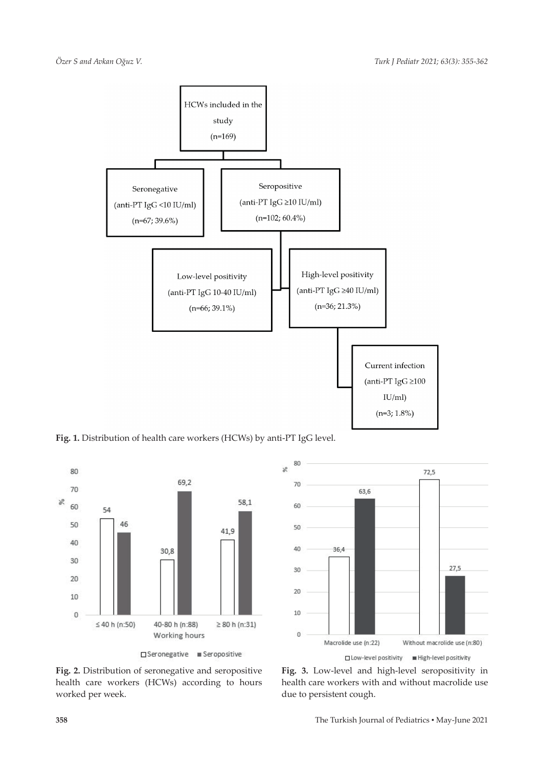HCWs included in the study (n=169)

Seronegative (anti-PT IgG <10 IU/ml) (n=67; 39.6%)

Seropositive (anti-PT IgG ≥10 IU/ml) (n=102; 60.4%)

Low-level positivity (anti-PT IgG 10-40 IU/ml) (n=66; 39.1%)

High-level positivity (anti-PT IgG ≥40 IU/ml) (n=36; 21.3%)

Current infection (anti-PT IgG ≥100 IU/ml) (n=3; 1.8%)

**Fig. 1.** Distribution of health care workers (HCWs) by anti-PT IgG level.

| Working hours | Seronegative (%) | Seropositive (%) |
|---|---|---|
| ≤ 40 h (n:50) | 54 | 46 |
| 40-80 h (n:88) | 30,8 | 69,2 |
| ≥ 80 h (n:31) | 41,9 | 58,1 |

**Fig. 2.** Distribution of seronegative and seropositive health care workers (HCWs) according to hours worked per week.

| | Low-level positivity (%) | High-level positivity (%) |
|---|---|---|
| Macrolide use (n:22) | 36,4 | 63,6 |
| Without macrolide use (n:80) | 72,5 | 27,5 |

**Fig. 3.** Low-level and high-level seropositivity in health care workers with and without macrolide use due to persistent cough.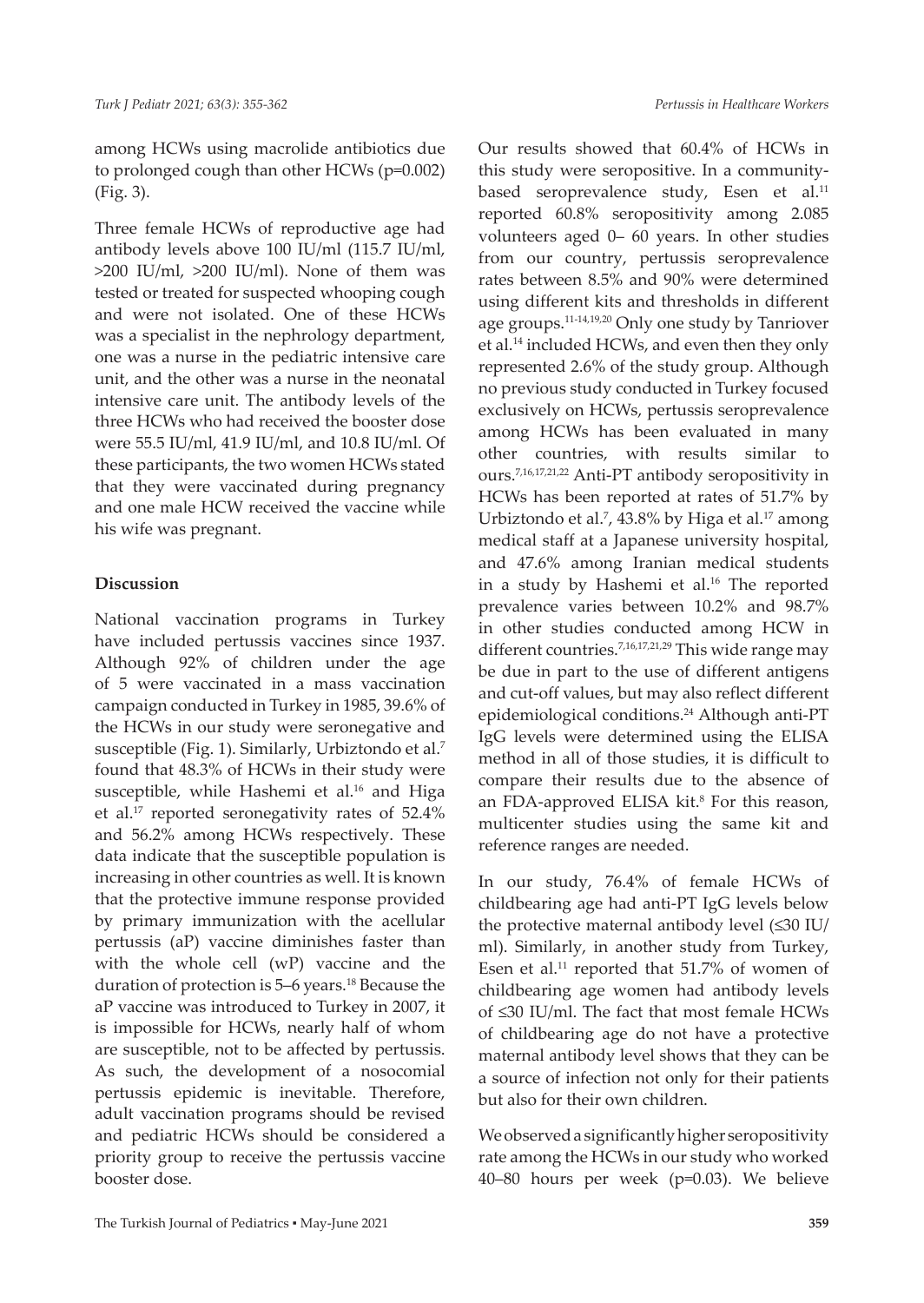among HCWs using macrolide antibiotics due to prolonged cough than other HCWs (p=0.002) (Fig. 3).

Three female HCWs of reproductive age had antibody levels above 100 IU/ml (115.7 IU/ml, >200 IU/ml, >200 IU/ml). None of them was tested or treated for suspected whooping cough and were not isolated. One of these HCWs was a specialist in the nephrology department, one was a nurse in the pediatric intensive care unit, and the other was a nurse in the neonatal intensive care unit. The antibody levels of the three HCWs who had received the booster dose were 55.5 IU/ml, 41.9 IU/ml, and 10.8 IU/ml. Of these participants, the two women HCWs stated that they were vaccinated during pregnancy and one male HCW received the vaccine while his wife was pregnant.

## Discussion

National vaccination programs in Turkey have included pertussis vaccines since 1937. Although 92% of children under the age of 5 were vaccinated in a mass vaccination campaign conducted in Turkey in 1985, 39.6% of the HCWs in our study were seronegative and susceptible (Fig. 1). Similarly, Urbiztondo et al.[7] found that 48.3% of HCWs in their study were susceptible, while Hashemi et al.[16] and Higa et al.[17] reported seronegativity rates of 52.4% and 56.2% among HCWs respectively. These data indicate that the susceptible population is increasing in other countries as well. It is known that the protective immune response provided by primary immunization with the acellular pertussis (aP) vaccine diminishes faster than with the whole cell (wP) vaccine and the duration of protection is 5–6 years.[18] Because the aP vaccine was introduced to Turkey in 2007, it is impossible for HCWs, nearly half of whom are susceptible, not to be affected by pertussis. As such, the development of a nosocomial pertussis epidemic is inevitable. Therefore, adult vaccination programs should be revised and pediatric HCWs should be considered a priority group to receive the pertussis vaccine booster dose.

Our results showed that 60.4% of HCWs in this study were seropositive. In a community-based seroprevalence study, Esen et al.[11] reported 60.8% seropositivity among 2.085 volunteers aged 0– 60 years. In other studies from our country, pertussis seroprevalence rates between 8.5% and 90% were determined using different kits and thresholds in different age groups.[11-14,19,20] Only one study by Tanriover et al.[14] included HCWs, and even then they only represented 2.6% of the study group. Although no previous study conducted in Turkey focused exclusively on HCWs, pertussis seroprevalence among HCWs has been evaluated in many other countries, with results similar to ours.[7,16,17,21,22] Anti-PT antibody seropositivity in HCWs has been reported at rates of 51.7% by Urbiztondo et al.[7], 43.8% by Higa et al.[17] among medical staff at a Japanese university hospital, and 47.6% among Iranian medical students in a study by Hashemi et al.[16] The reported prevalence varies between 10.2% and 98.7% in other studies conducted among HCW in different countries.[7,16,17,21,29] This wide range may be due in part to the use of different antigens and cut-off values, but may also reflect different epidemiological conditions.[24] Although anti-PT IgG levels were determined using the ELISA method in all of those studies, it is difficult to compare their results due to the absence of an FDA-approved ELISA kit.[8] For this reason, multicenter studies using the same kit and reference ranges are needed.

In our study, 76.4% of female HCWs of childbearing age had anti-PT IgG levels below the protective maternal antibody level (≤30 IU/ml). Similarly, in another study from Turkey, Esen et al.[11] reported that 51.7% of women of childbearing age women had antibody levels of ≤30 IU/ml. The fact that most female HCWs of childbearing age do not have a protective maternal antibody level shows that they can be a source of infection not only for their patients but also for their own children.

We observed a significantly higher seropositivity rate among the HCWs in our study who worked 40–80 hours per week (p=0.03). We believe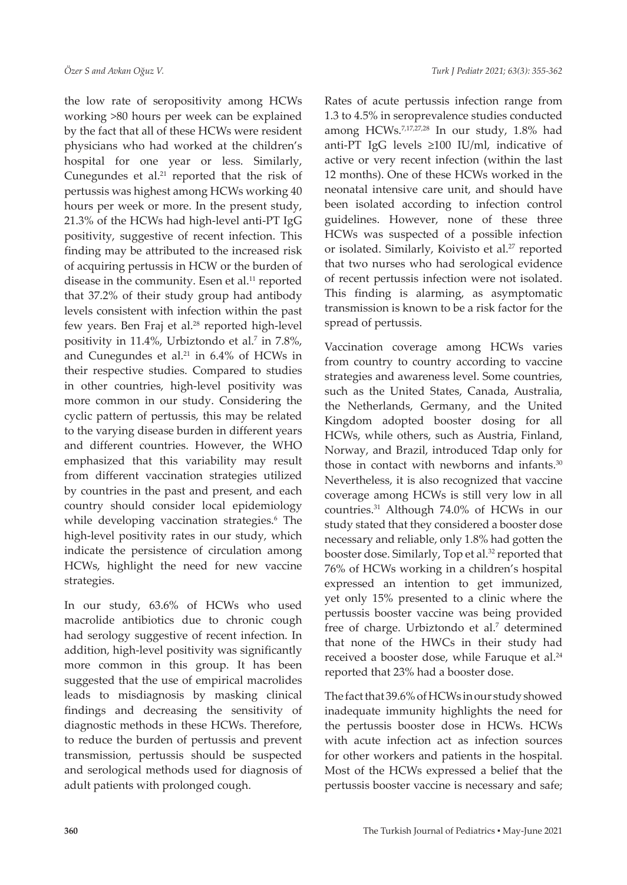the low rate of seropositivity among HCWs working >80 hours per week can be explained by the fact that all of these HCWs were resident physicians who had worked at the children's hospital for one year or less. Similarly, Cunegundes et al.[21] reported that the risk of pertussis was highest among HCWs working 40 hours per week or more. In the present study, 21.3% of the HCWs had high-level anti-PT IgG positivity, suggestive of recent infection. This finding may be attributed to the increased risk of acquiring pertussis in HCW or the burden of disease in the community. Esen et al.[11] reported that 37.2% of their study group had antibody levels consistent with infection within the past few years. Ben Fraj et al.[28] reported high-level positivity in 11.4%, Urbiztondo et al.[7] in 7.8%, and Cunegundes et al.[21] in 6.4% of HCWs in their respective studies. Compared to studies in other countries, high-level positivity was more common in our study. Considering the cyclic pattern of pertussis, this may be related to the varying disease burden in different years and different countries. However, the WHO emphasized that this variability may result from different vaccination strategies utilized by countries in the past and present, and each country should consider local epidemiology while developing vaccination strategies.[6] The high-level positivity rates in our study, which indicate the persistence of circulation among HCWs, highlight the need for new vaccine strategies.

In our study, 63.6% of HCWs who used macrolide antibiotics due to chronic cough had serology suggestive of recent infection. In addition, high-level positivity was significantly more common in this group. It has been suggested that the use of empirical macrolides leads to misdiagnosis by masking clinical findings and decreasing the sensitivity of diagnostic methods in these HCWs. Therefore, to reduce the burden of pertussis and prevent transmission, pertussis should be suspected and serological methods used for diagnosis of adult patients with prolonged cough.

Rates of acute pertussis infection range from 1.3 to 4.5% in seroprevalence studies conducted among HCWs.[7,17,27,28] In our study, 1.8% had anti-PT IgG levels ≥100 IU/ml, indicative of active or very recent infection (within the last 12 months). One of these HCWs worked in the neonatal intensive care unit, and should have been isolated according to infection control guidelines. However, none of these three HCWs was suspected of a possible infection or isolated. Similarly, Koivisto et al.[27] reported that two nurses who had serological evidence of recent pertussis infection were not isolated. This finding is alarming, as asymptomatic transmission is known to be a risk factor for the spread of pertussis.

Vaccination coverage among HCWs varies from country to country according to vaccine strategies and awareness level. Some countries, such as the United States, Canada, Australia, the Netherlands, Germany, and the United Kingdom adopted booster dosing for all HCWs, while others, such as Austria, Finland, Norway, and Brazil, introduced Tdap only for those in contact with newborns and infants.[30] Nevertheless, it is also recognized that vaccine coverage among HCWs is still very low in all countries.[31] Although 74.0% of HCWs in our study stated that they considered a booster dose necessary and reliable, only 1.8% had gotten the booster dose. Similarly, Top et al.[32] reported that 76% of HCWs working in a children's hospital expressed an intention to get immunized, yet only 15% presented to a clinic where the pertussis booster vaccine was being provided free of charge. Urbiztondo et al.[7] determined that none of the HWCs in their study had received a booster dose, while Faruque et al.[24] reported that 23% had a booster dose.

The fact that 39.6% of HCWs in our study showed inadequate immunity highlights the need for the pertussis booster dose in HCWs. HCWs with acute infection act as infection sources for other workers and patients in the hospital. Most of the HCWs expressed a belief that the pertussis booster vaccine is necessary and safe;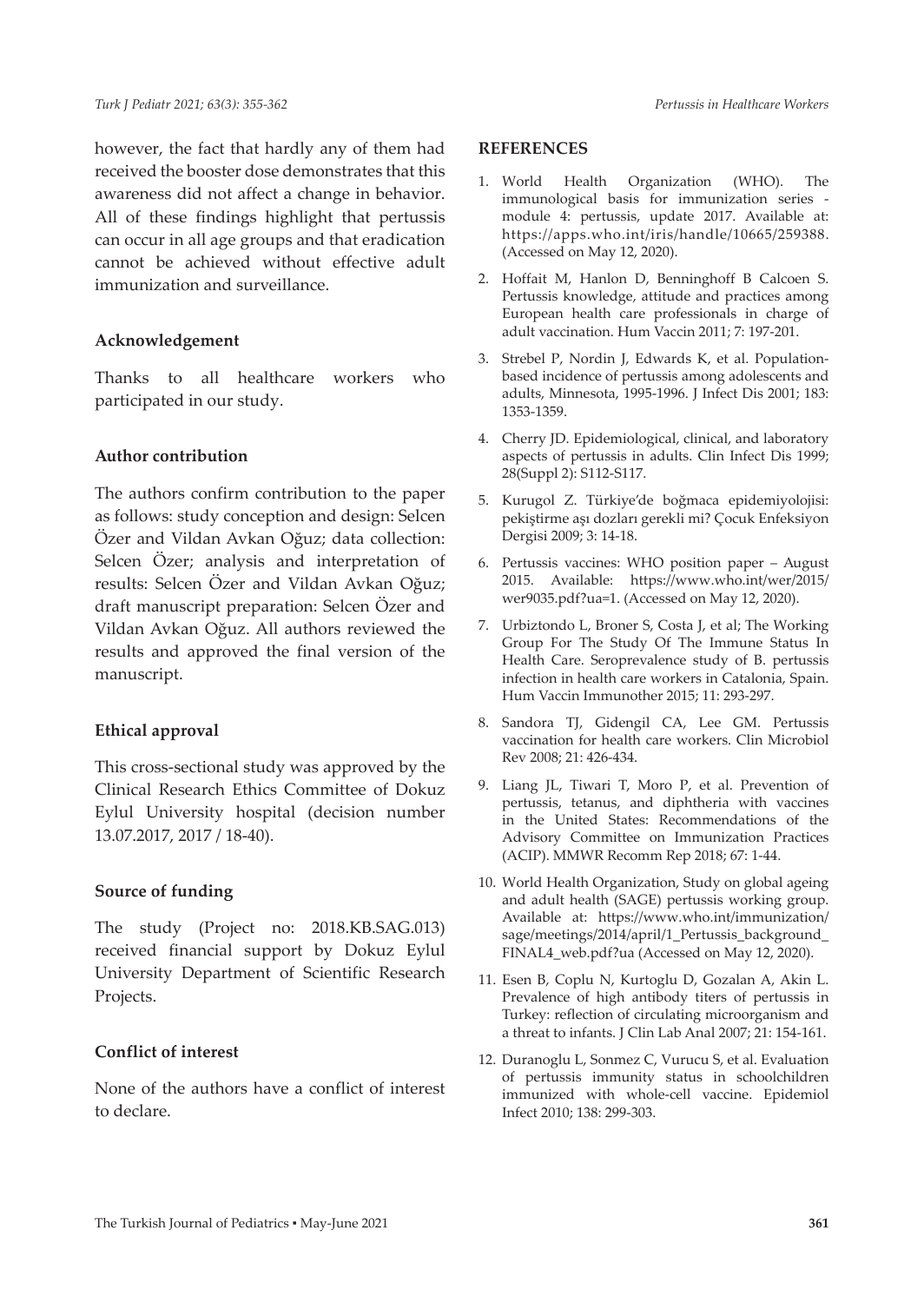however, the fact that hardly any of them had received the booster dose demonstrates that this awareness did not affect a change in behavior. All of these findings highlight that pertussis can occur in all age groups and that eradication cannot be achieved without effective adult immunization and surveillance.

### Acknowledgement

Thanks to all healthcare workers who participated in our study.

### Author contribution

The authors confirm contribution to the paper as follows: study conception and design: Selcen Özer and Vildan Avkan Oğuz; data collection: Selcen Özer; analysis and interpretation of results: Selcen Özer and Vildan Avkan Oğuz; draft manuscript preparation: Selcen Özer and Vildan Avkan Oğuz. All authors reviewed the results and approved the final version of the manuscript.

### Ethical approval

This cross-sectional study was approved by the Clinical Research Ethics Committee of Dokuz Eylul University hospital (decision number 13.07.2017, 2017 / 18-40).

### Source of funding

The study (Project no: 2018.KB.SAG.013) received financial support by Dokuz Eylul University Department of Scientific Research Projects.

### Conflict of interest

None of the authors have a conflict of interest to declare.

## REFERENCES

1. World Health Organization (WHO). The immunological basis for immunization series - module 4: pertussis, update 2017. Available at: https://apps.who.int/iris/handle/10665/259388. (Accessed on May 12, 2020).
2. Hoffait M, Hanlon D, Benninghoff B Calcoen S. Pertussis knowledge, attitude and practices among European health care professionals in charge of adult vaccination. Hum Vaccin 2011; 7: 197-201.
3. Strebel P, Nordin J, Edwards K, et al. Population-based incidence of pertussis among adolescents and adults, Minnesota, 1995-1996. J Infect Dis 2001; 183: 1353-1359.
4. Cherry JD. Epidemiological, clinical, and laboratory aspects of pertussis in adults. Clin Infect Dis 1999; 28(Suppl 2): S112-S117.
5. Kurugol Z. Türkiye'de boğmaca epidemiyolojisi: pekiştirme aşı dozları gerekli mi? Çocuk Enfeksiyon Dergisi 2009; 3: 14-18.
6. Pertussis vaccines: WHO position paper – August 2015. Available: https://www.who.int/wer/2015/wer9035.pdf?ua=1. (Accessed on May 12, 2020).
7. Urbiztondo L, Broner S, Costa J, et al; The Working Group For The Study Of The Immune Status In Health Care. Seroprevalence study of B. pertussis infection in health care workers in Catalonia, Spain. Hum Vaccin Immunother 2015; 11: 293-297.
8. Sandora TJ, Gidengil CA, Lee GM. Pertussis vaccination for health care workers. Clin Microbiol Rev 2008; 21: 426-434.
9. Liang JL, Tiwari T, Moro P, et al. Prevention of pertussis, tetanus, and diphtheria with vaccines in the United States: Recommendations of the Advisory Committee on Immunization Practices (ACIP). MMWR Recomm Rep 2018; 67: 1-44.
10. World Health Organization, Study on global ageing and adult health (SAGE) pertussis working group. Available at: https://www.who.int/immunization/sage/meetings/2014/april/1_Pertussis_background_FINAL4_web.pdf?ua (Accessed on May 12, 2020).
11. Esen B, Coplu N, Kurtoglu D, Gozalan A, Akin L. Prevalence of high antibody titers of pertussis in Turkey: reflection of circulating microorganism and a threat to infants. J Clin Lab Anal 2007; 21: 154-161.
12. Duranoglu L, Sonmez C, Vurucu S, et al. Evaluation of pertussis immunity status in schoolchildren immunized with whole-cell vaccine. Epidemiol Infect 2010; 138: 299-303.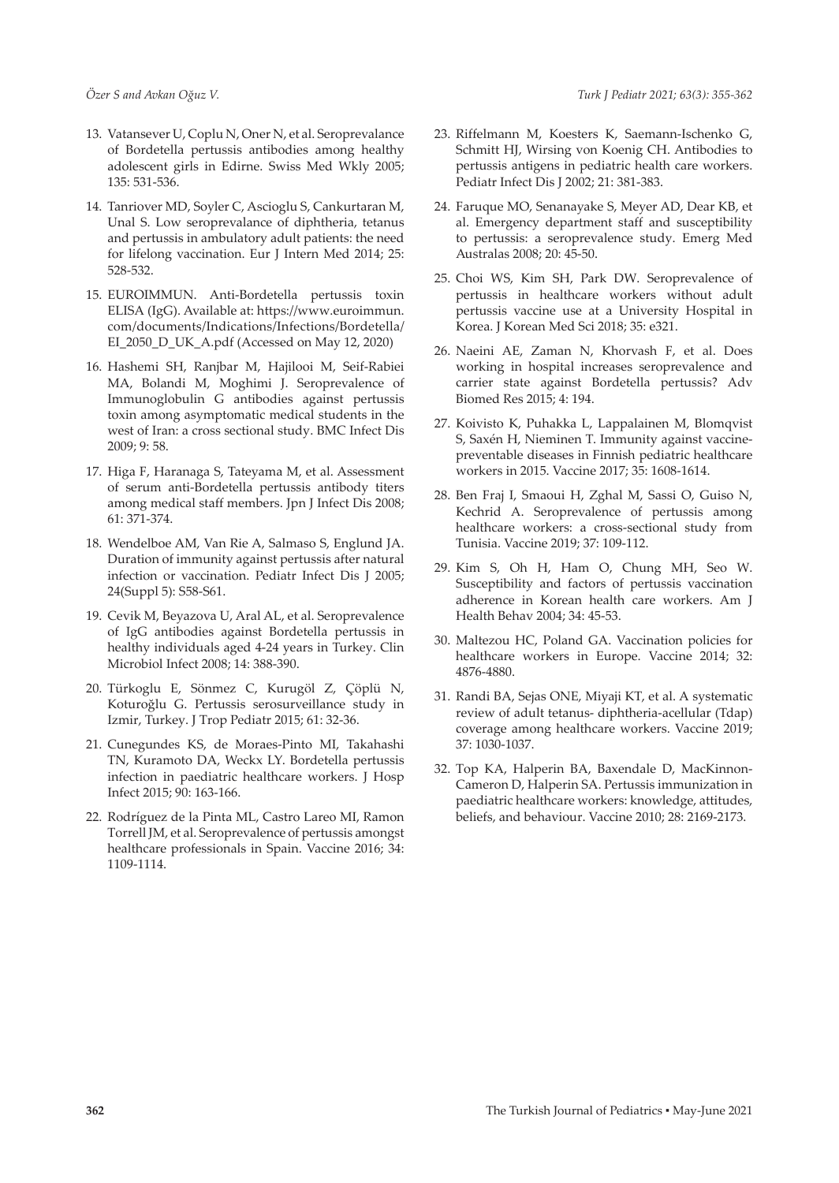13. Vatansever U, Coplu N, Oner N, et al. Seroprevalance of Bordetella pertussis antibodies among healthy adolescent girls in Edirne. Swiss Med Wkly 2005; 135: 531-536.

14. Tanriover MD, Soyler C, Ascioglu S, Cankurtaran M, Unal S. Low seroprevalance of diphtheria, tetanus and pertussis in ambulatory adult patients: the need for lifelong vaccination. Eur J Intern Med 2014; 25: 528-532.

15. EUROIMMUN. Anti-Bordetella pertussis toxin ELISA (IgG). Available at: https://www.euroimmun.com/documents/Indications/Infections/Bordetella/EI_2050_D_UK_A.pdf (Accessed on May 12, 2020)

16. Hashemi SH, Ranjbar M, Hajilooi M, Seif-Rabiei MA, Bolandi M, Moghimi J. Seroprevalence of Immunoglobulin G antibodies against pertussis toxin among asymptomatic medical students in the west of Iran: a cross sectional study. BMC Infect Dis 2009; 9: 58.

17. Higa F, Haranaga S, Tateyama M, et al. Assessment of serum anti-Bordetella pertussis antibody titers among medical staff members. Jpn J Infect Dis 2008; 61: 371-374.

18. Wendelboe AM, Van Rie A, Salmaso S, Englund JA. Duration of immunity against pertussis after natural infection or vaccination. Pediatr Infect Dis J 2005; 24(Suppl 5): S58-S61.

19. Cevik M, Beyazova U, Aral AL, et al. Seroprevalence of IgG antibodies against Bordetella pertussis in healthy individuals aged 4-24 years in Turkey. Clin Microbiol Infect 2008; 14: 388-390.

20. Türkoglu E, Sönmez C, Kurugöl Z, Çöplü N, Koturoğlu G. Pertussis serosurveillance study in Izmir, Turkey. J Trop Pediatr 2015; 61: 32-36.

21. Cunegundes KS, de Moraes-Pinto MI, Takahashi TN, Kuramoto DA, Weckx LY. Bordetella pertussis infection in paediatric healthcare workers. J Hosp Infect 2015; 90: 163-166.

22. Rodríguez de la Pinta ML, Castro Lareo MI, Ramon Torrell JM, et al. Seroprevalence of pertussis amongst healthcare professionals in Spain. Vaccine 2016; 34: 1109-1114.

23. Riffelmann M, Koesters K, Saemann-Ischenko G, Schmitt HJ, Wirsing von Koenig CH. Antibodies to pertussis antigens in pediatric health care workers. Pediatr Infect Dis J 2002; 21: 381-383.

24. Faruque MO, Senanayake S, Meyer AD, Dear KB, et al. Emergency department staff and susceptibility to pertussis: a seroprevalence study. Emerg Med Australas 2008; 20: 45-50.

25. Choi WS, Kim SH, Park DW. Seroprevalence of pertussis in healthcare workers without adult pertussis vaccine use at a University Hospital in Korea. J Korean Med Sci 2018; 35: e321.

26. Naeini AE, Zaman N, Khorvash F, et al. Does working in hospital increases seroprevalence and carrier state against Bordetella pertussis? Adv Biomed Res 2015; 4: 194.

27. Koivisto K, Puhakka L, Lappalainen M, Blomqvist S, Saxén H, Nieminen T. Immunity against vaccine-preventable diseases in Finnish pediatric healthcare workers in 2015. Vaccine 2017; 35: 1608-1614.

28. Ben Fraj I, Smaoui H, Zghal M, Sassi O, Guiso N, Kechrid A. Seroprevalence of pertussis among healthcare workers: a cross-sectional study from Tunisia. Vaccine 2019; 37: 109-112.

29. Kim S, Oh H, Ham O, Chung MH, Seo W. Susceptibility and factors of pertussis vaccination adherence in Korean health care workers. Am J Health Behav 2004; 34: 45-53.

30. Maltezou HC, Poland GA. Vaccination policies for healthcare workers in Europe. Vaccine 2014; 32: 4876-4880.

31. Randi BA, Sejas ONE, Miyaji KT, et al. A systematic review of adult tetanus- diphtheria-acellular (Tdap) coverage among healthcare workers. Vaccine 2019; 37: 1030-1037.

32. Top KA, Halperin BA, Baxendale D, MacKinnon-Cameron D, Halperin SA. Pertussis immunization in paediatric healthcare workers: knowledge, attitudes, beliefs, and behaviour. Vaccine 2010; 28: 2169-2173.